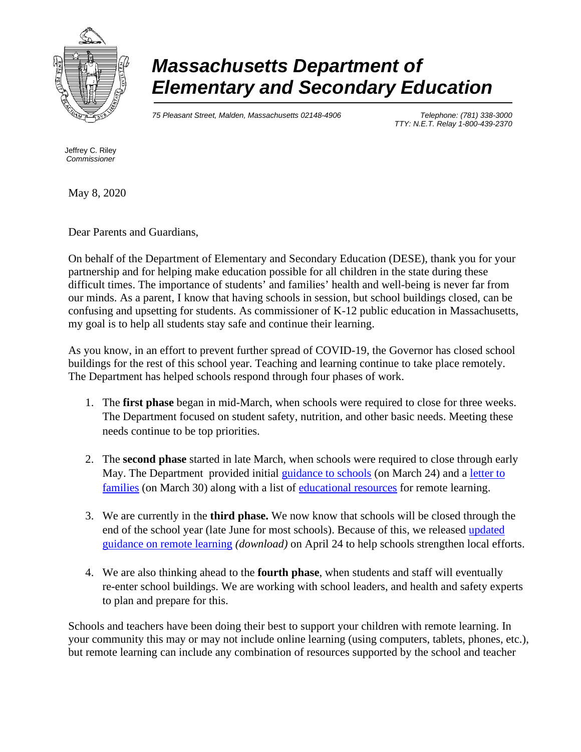# *Massachusetts Department of Elementary and Secondary Education*

*75 Pleasant Street, Malden, Massachusetts 02148-4906*

*Telephone: (781) 338-3000*
*TTY: N.E.T. Relay 1-800-439-2370*

Jeffrey C. Riley
*Commissioner*

May 8, 2020

Dear Parents and Guardians,

On behalf of the Department of Elementary and Secondary Education (DESE), thank you for your partnership and for helping make education possible for all children in the state during these difficult times. The importance of students' and families' health and well-being is never far from our minds. As a parent, I know that having schools in session, but school buildings closed, can be confusing and upsetting for students. As commissioner of K-12 public education in Massachusetts, my goal is to help all students stay safe and continue their learning.

As you know, in an effort to prevent further spread of COVID-19, the Governor has closed school buildings for the rest of this school year. Teaching and learning continue to take place remotely. The Department has helped schools respond through four phases of work.

1. The **first phase** began in mid-March, when schools were required to close for three weeks. The Department focused on student safety, nutrition, and other basic needs. Meeting these needs continue to be top priorities.

2. The **second phase** started in late March, when schools were required to close through early May. The Department provided initial guidance to schools (on March 24) and a letter to families (on March 30) along with a list of educational resources for remote learning.

3. We are currently in the **third phase.** We now know that schools will be closed through the end of the school year (late June for most schools). Because of this, we released updated guidance on remote learning *(download)* on April 24 to help schools strengthen local efforts.

4. We are also thinking ahead to the **fourth phase**, when students and staff will eventually re-enter school buildings. We are working with school leaders, and health and safety experts to plan and prepare for this.

Schools and teachers have been doing their best to support your children with remote learning. In your community this may or may not include online learning (using computers, tablets, phones, etc.), but remote learning can include any combination of resources supported by the school and teacher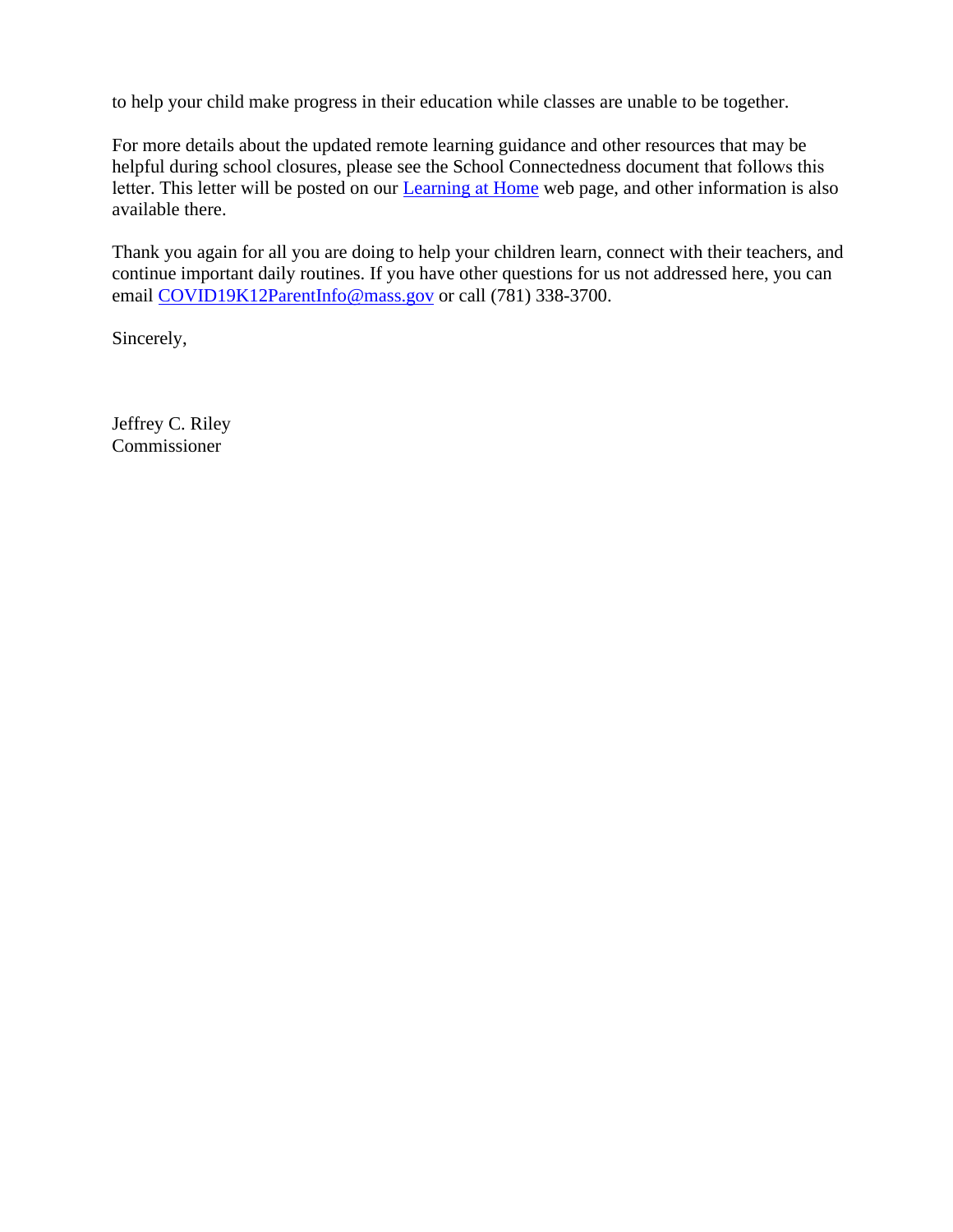to help your child make progress in their education while classes are unable to be together.

For more details about the updated remote learning guidance and other resources that may be helpful during school closures, please see the School Connectedness document that follows this letter. This letter will be posted on our Learning at Home web page, and other information is also available there.

Thank you again for all you are doing to help your children learn, connect with their teachers, and continue important daily routines. If you have other questions for us not addressed here, you can email COVID19K12ParentInfo@mass.gov or call (781) 338-3700.

Sincerely,

Jeffrey C. Riley
Commissioner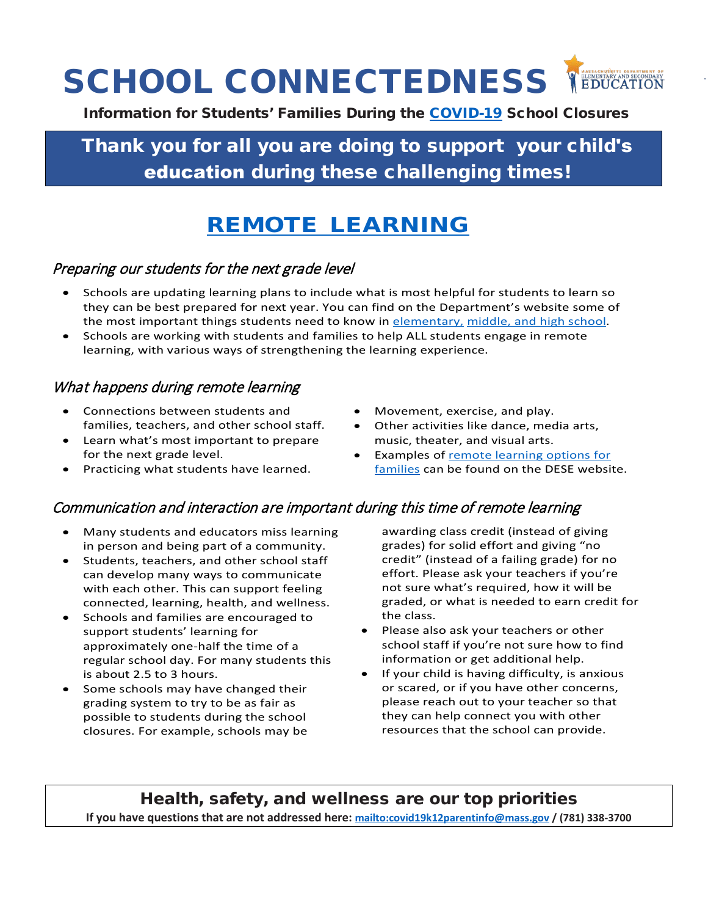# SCHOOL CONNECTEDNESS

**Information for Students' Families During the COVID-19 School Closures**

**Thank you for all you are doing to support your child's education during these challenging times!**

## REMOTE LEARNING

### *Preparing our students for the next grade level*

- Schools are updating learning plans to include what is most helpful for students to learn so they can be best prepared for next year. You can find on the Department's website some of the most important things students need to know in elementary, middle, and high school.
- Schools are working with students and families to help ALL students engage in remote learning, with various ways of strengthening the learning experience.

### *What happens during remote learning*

- Connections between students and families, teachers, and other school staff.
- Learn what's most important to prepare for the next grade level.
- Practicing what students have learned.
- Movement, exercise, and play.
- Other activities like dance, media arts, music, theater, and visual arts.
- Examples of remote learning options for families can be found on the DESE website.

### *Communication and interaction are important during this time of remote learning*

- Many students and educators miss learning in person and being part of a community.
- Students, teachers, and other school staff can develop many ways to communicate with each other. This can support feeling connected, learning, health, and wellness.
- Schools and families are encouraged to support students' learning for approximately one-half the time of a regular school day. For many students this is about 2.5 to 3 hours.
- Some schools may have changed their grading system to try to be as fair as possible to students during the school closures. For example, schools may be awarding class credit (instead of giving grades) for solid effort and giving "no credit" (instead of a failing grade) for no effort. Please ask your teachers if you're not sure what's required, how it will be graded, or what is needed to earn credit for the class.
- Please also ask your teachers or other school staff if you're not sure how to find information or get additional help.
- If your child is having difficulty, is anxious or scared, or if you have other concerns, please reach out to your teacher so that they can help connect you with other resources that the school can provide.

**Health, safety, and wellness are our top priorities**

**If you have questions that are not addressed here: mailto:covid19k12parentinfo@mass.gov / (781) 338-3700**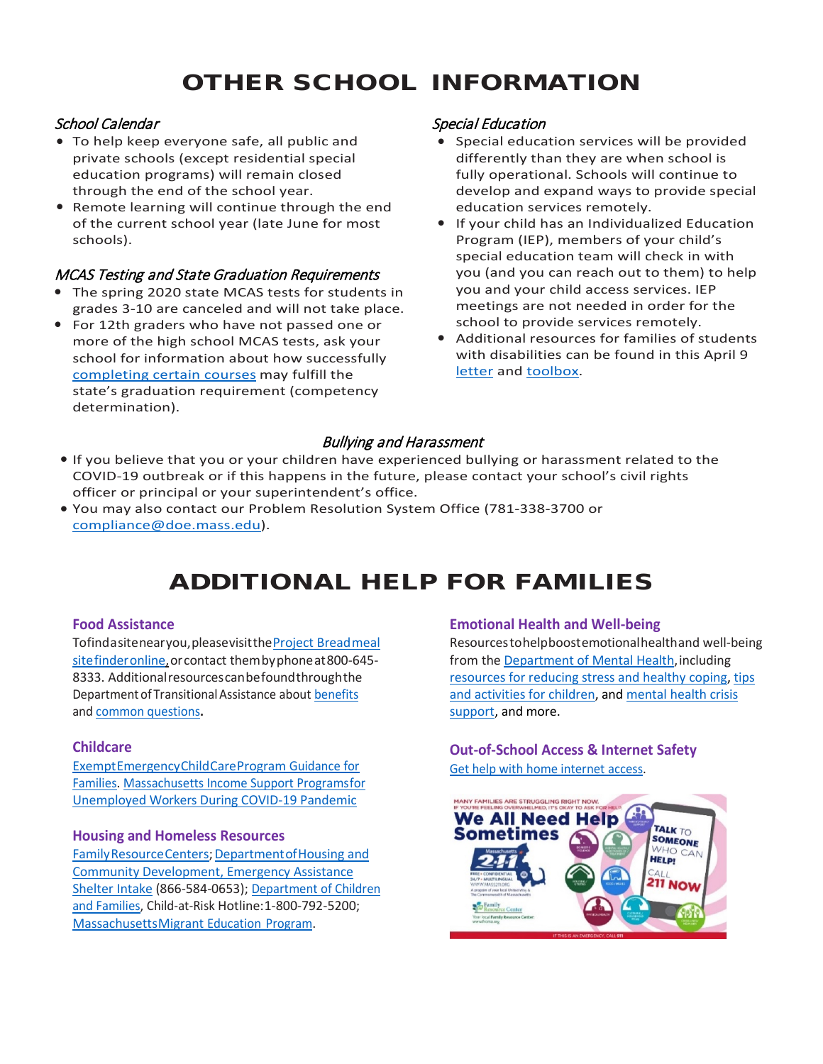# OTHER SCHOOL INFORMATION

### *School Calendar*

- To help keep everyone safe, all public and private schools (except residential special education programs) will remain closed through the end of the school year.
- Remote learning will continue through the end of the current school year (late June for most schools).

### *MCAS Testing and State Graduation Requirements*

- The spring 2020 state MCAS tests for students in grades 3-10 are canceled and will not take place.
- For 12th graders who have not passed one or more of the high school MCAS tests, ask your school for information about how successfully completing certain courses may fulfill the state's graduation requirement (competency determination).

### *Special Education*

- Special education services will be provided differently than they are when school is fully operational. Schools will continue to develop and expand ways to provide special education services remotely.
- If your child has an Individualized Education Program (IEP), members of your child's special education team will check in with you (and you can reach out to them) to help you and your child access services. IEP meetings are not needed in order for the school to provide services remotely.
- Additional resources for families of students with disabilities can be found in this April 9 letter and toolbox.

### *Bullying and Harassment*

- If you believe that you or your children have experienced bullying or harassment related to the COVID-19 outbreak or if this happens in the future, please contact your school's civil rights officer or principal or your superintendent's office.
- You may also contact our Problem Resolution System Office (781-338-3700 or compliance@doe.mass.edu).

# ADDITIONAL HELP FOR FAMILIES

### Food Assistance

To find a site near you, please visit the Project Bread meal site finder online, or contact them by phone at 800-645-8333. Additional resources can be found through the Department of Transitional Assistance about benefits and common questions**.**

### Childcare

Exempt Emergency Child Care Program Guidance for Families. Massachusetts Income Support Programs for Unemployed Workers During COVID-19 Pandemic

### Housing and Homeless Resources

Family Resource Centers; Department of Housing and Community Development, Emergency Assistance Shelter Intake (866-584-0653); Department of Children and Families, Child-at-Risk Hotline: 1-800-792-5200; Massachusetts Migrant Education Program.

### Emotional Health and Well-being

Resources to help boost emotional health and well-being from the Department of Mental Health, including resources for reducing stress and healthy coping, tips and activities for children, and mental health crisis support, and more.

### Out-of-School Access & Internet Safety

Get help with home internet access.